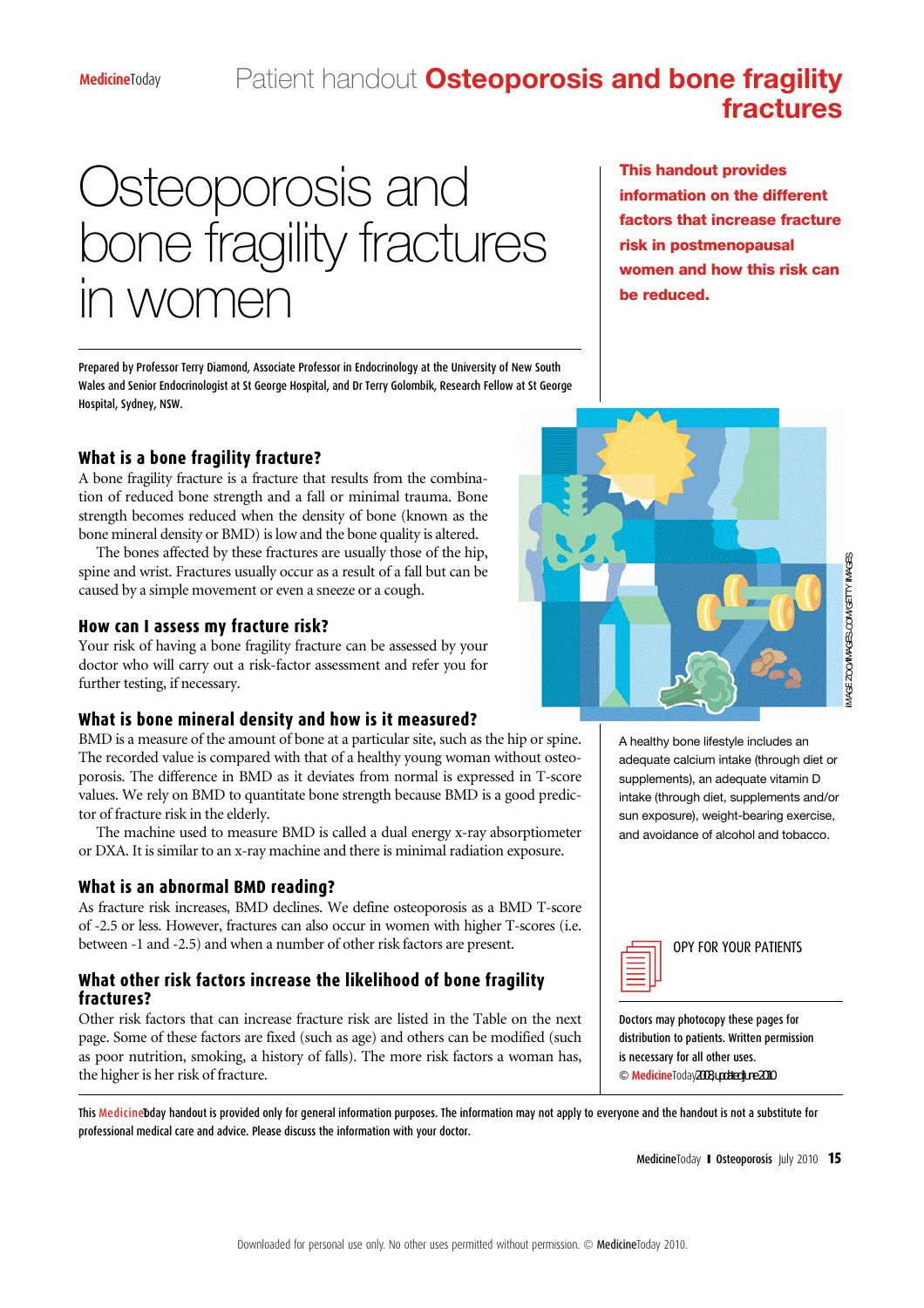# Osteoporosis and bone fragility fractures in women

Prepared by Professor Terry Diamond, Associate Professor in Endocrinology at the University of New South Wales and Senior Endocrinologist at St George Hospital, and Dr Terry Golombik, Research Fellow at St George Hospital, Sydney, NSW.

**This handout provides information on the different factors that increase fracture risk in postmenopausal women and how this risk can be reduced.**

## What is a bone fragility fracture?

A bone fragility fracture is a fracture that results from the combination of reduced bone strength and a fall or minimal trauma. Bone strength becomes reduced when the density of bone (known as the bone mineral density or BMD) is low and the bone quality is altered.

The bones affected by these fractures are usually those of the hip, spine and wrist. Fractures usually occur as a result of a fall but can be caused by a simple movement or even a sneeze or a cough.

## How can I assess my fracture risk?

Your risk of having a bone fragility fracture can be assessed by your doctor who will carry out a risk-factor assessment and refer you for further testing, if necessary.

## What is bone mineral density and how is it measured?

BMD is a measure of the amount of bone at a particular site, such as the hip or spine. The recorded value is compared with that of a healthy young woman without osteoporosis. The difference in BMD as it deviates from normal is expressed in T-score values. We rely on BMD to quantitate bone strength because BMD is a good predictor of fracture risk in the elderly.

The machine used to measure BMD is called a dual energy x-ray absorptiometer or DXA. It is similar to an x-ray machine and there is minimal radiation exposure.

## What is an abnormal BMD reading?

As fracture risk increases, BMD declines. We define osteoporosis as a BMD T-score of -2.5 or less. However, fractures can also occur in women with higher T-scores (i.e. between -1 and -2.5) and when a number of other risk factors are present.

## What other risk factors increase the likelihood of bone fragility fractures?

Other risk factors that can increase fracture risk are listed in the Table on the next page. Some of these factors are fixed (such as age) and others can be modified (such as poor nutrition, smoking, a history of falls). The more risk factors a woman has, the higher is her risk of fracture.

A healthy bone lifestyle includes an adequate calcium intake (through diet or supplements), an adequate vitamin D intake (through diet, supplements and/or sun exposure), weight-bearing exercise, and avoidance of alcohol and tobacco.

IMAGE ZOO IMAGES.COM/GETTY IMAGES

COPY FOR YOUR PATIENTS

Doctors may photocopy these pages for distribution to patients. Written permission is necessary for all other uses.

© MedicineToday 2008, updated June 2010

This MedicineToday handout is provided only for general information purposes. The information may not apply to everyone and the handout is not a substitute for professional medical care and advice. Please discuss the information with your doctor.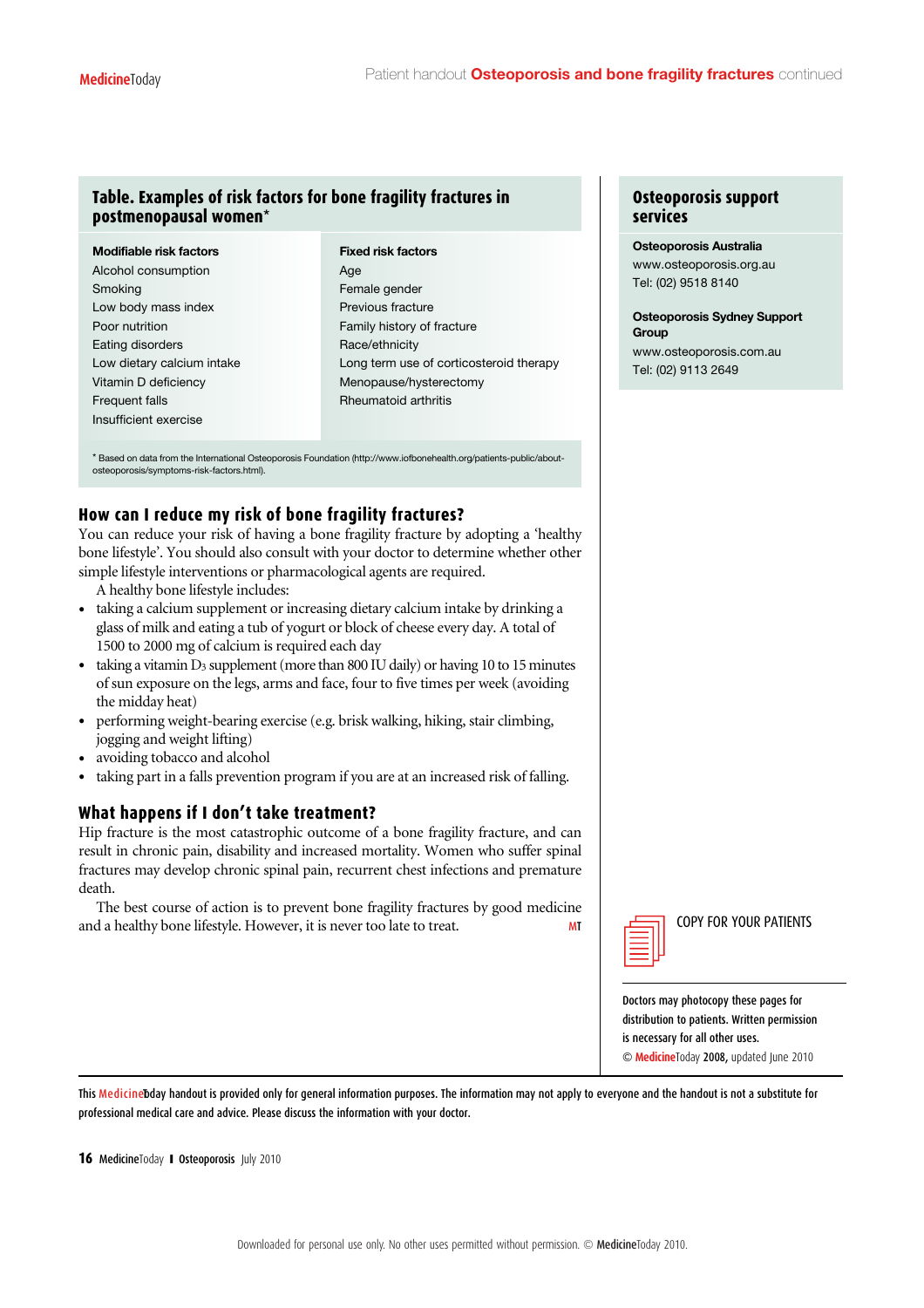## Table. Examples of risk factors for bone fragility fractures in postmenopausal women*

| Modifiable risk factors | Fixed risk factors |
|---|---|
| Alcohol consumption | Age |
| Smoking | Female gender |
| Low body mass index | Previous fracture |
| Poor nutrition | Family history of fracture |
| Eating disorders | Race/ethnicity |
| Low dietary calcium intake | Long term use of corticosteroid therapy |
| Vitamin D deficiency | Menopause/hysterectomy |
| Frequent falls | Rheumatoid arthritis |
| Insufficient exercise | |

* Based on data from the International Osteoporosis Foundation (http://www.iofbonehealth.org/patients-public/about-osteoporosis/symptoms-risk-factors.html).

## How can I reduce my risk of bone fragility fractures?

You can reduce your risk of having a bone fragility fracture by adopting a 'healthy bone lifestyle'. You should also consult with your doctor to determine whether other simple lifestyle interventions or pharmacological agents are required.

A healthy bone lifestyle includes:

- taking a calcium supplement or increasing dietary calcium intake by drinking a glass of milk and eating a tub of yogurt or block of cheese every day. A total of 1500 to 2000 mg of calcium is required each day
- taking a vitamin $D_3$ supplement (more than 800 IU daily) or having 10 to 15 minutes of sun exposure on the legs, arms and face, four to five times per week (avoiding the midday heat)
- performing weight-bearing exercise (e.g. brisk walking, hiking, stair climbing, jogging and weight lifting)
- avoiding tobacco and alcohol
- taking part in a falls prevention program if you are at an increased risk of falling.

## What happens if I don't take treatment?

Hip fracture is the most catastrophic outcome of a bone fragility fracture, and can result in chronic pain, disability and increased mortality. Women who suffer spinal fractures may develop chronic spinal pain, recurrent chest infections and premature death.

The best course of action is to prevent bone fragility fractures by good medicine and a healthy bone lifestyle. However, it is never too late to treat. MT

## Osteoporosis support services

**Osteoporosis Australia**
www.osteoporosis.org.au
Tel: (02) 9518 8140

**Osteoporosis Sydney Support Group**
www.osteoporosis.com.au
Tel: (02) 9113 2649

COPY FOR YOUR PATIENTS

Doctors may photocopy these pages for distribution to patients. Written permission is necessary for all other uses.
© MedicineToday **2008,** updated June 2010

This MedicineToday handout is provided only for general information purposes. The information may not apply to everyone and the handout is not a substitute for professional medical care and advice. Please discuss the information with your doctor.